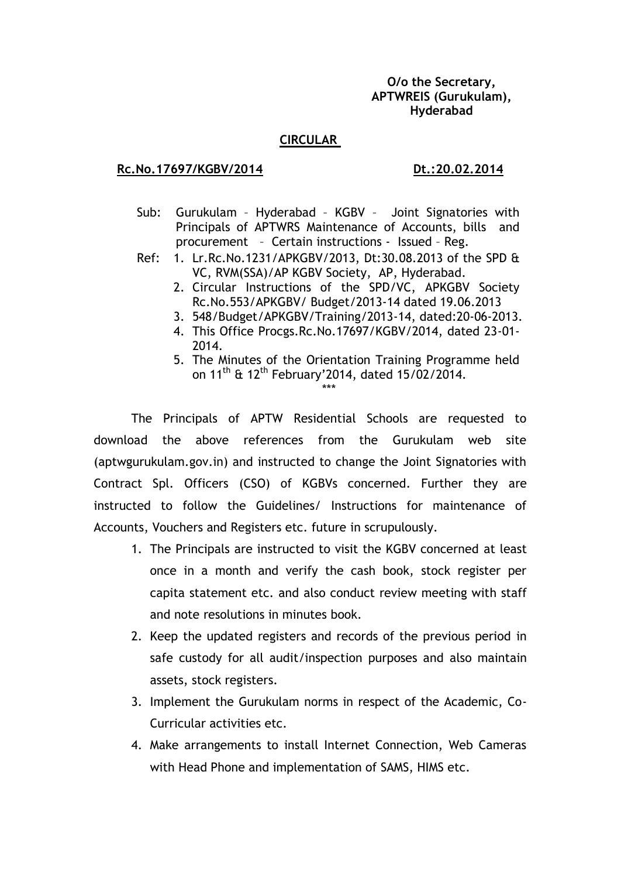**O/o the Secretary,**
**APTWREIS (Gurukulam),**
**Hyderabad**

## CIRCULAR

**Rc.No.17697/KGBV/2014** **Dt.:20.02.2014**

Sub: Gurukulam – Hyderabad – KGBV – Joint Signatories with Principals of APTWRS Maintenance of Accounts, bills and procurement – Certain instructions - Issued – Reg.

Ref:
1. Lr.Rc.No.1231/APKGBV/2013, Dt:30.08.2013 of the SPD & VC, RVM(SSA)/AP KGBV Society, AP, Hyderabad.
2. Circular Instructions of the SPD/VC, APKGBV Society Rc.No.553/APKGBV/ Budget/2013-14 dated 19.06.2013
3. 548/Budget/APKGBV/Training/2013-14, dated:20-06-2013.
4. This Office Procgs.Rc.No.17697/KGBV/2014, dated 23-01-2014.
5. The Minutes of the Orientation Training Programme held on 11th & 12th February'2014, dated 15/02/2014.

\*\*\*

The Principals of APTW Residential Schools are requested to download the above references from the Gurukulam web site (aptwgurukulam.gov.in) and instructed to change the Joint Signatories with Contract Spl. Officers (CSO) of KGBVs concerned. Further they are instructed to follow the Guidelines/ Instructions for maintenance of Accounts, Vouchers and Registers etc. future in scrupulously.

1. The Principals are instructed to visit the KGBV concerned at least once in a month and verify the cash book, stock register per capita statement etc. and also conduct review meeting with staff and note resolutions in minutes book.
2. Keep the updated registers and records of the previous period in safe custody for all audit/inspection purposes and also maintain assets, stock registers.
3. Implement the Gurukulam norms in respect of the Academic, Co-Curricular activities etc.
4. Make arrangements to install Internet Connection, Web Cameras with Head Phone and implementation of SAMS, HIMS etc.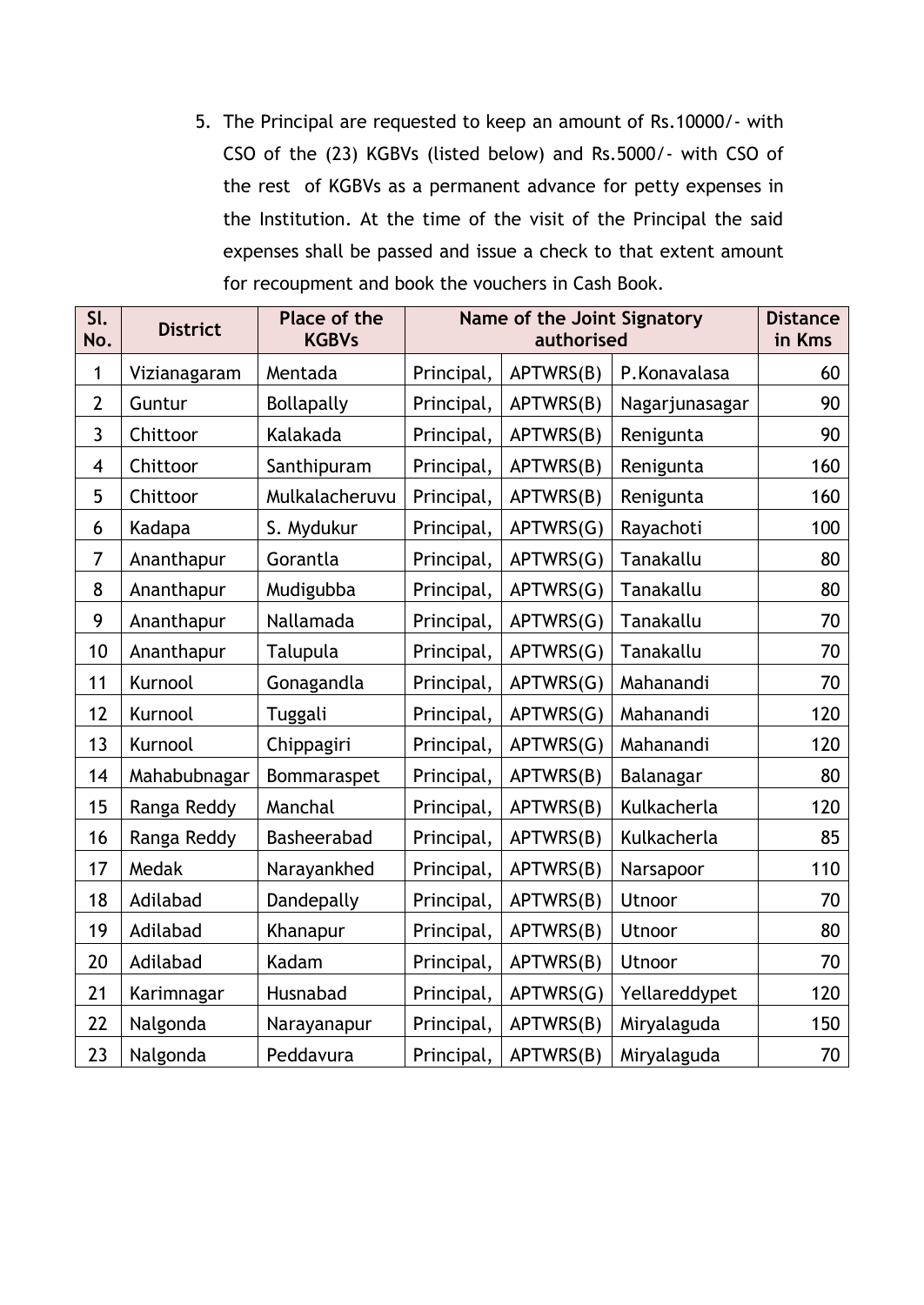5. The Principal are requested to keep an amount of Rs.10000/- with CSO of the (23) KGBVs (listed below) and Rs.5000/- with CSO of the rest of KGBVs as a permanent advance for petty expenses in the Institution. At the time of the visit of the Principal the said expenses shall be passed and issue a check to that extent amount for recoupment and book the vouchers in Cash Book.

| Sl. No. | District | Place of the KGBVs | Name of the Joint Signatory authorised | | | Distance in Kms |
|---|---|---|---|---|---|---|
| 1 | Vizianagaram | Mentada | Principal, | APTWRS(B) | P.Konavalasa | 60 |
| 2 | Guntur | Bollapally | Principal, | APTWRS(B) | Nagarjunasagar | 90 |
| 3 | Chittoor | Kalakada | Principal, | APTWRS(B) | Renigunta | 90 |
| 4 | Chittoor | Santhipuram | Principal, | APTWRS(B) | Renigunta | 160 |
| 5 | Chittoor | Mulkalacheruvu | Principal, | APTWRS(B) | Renigunta | 160 |
| 6 | Kadapa | S. Mydukur | Principal, | APTWRS(G) | Rayachoti | 100 |
| 7 | Ananthapur | Gorantla | Principal, | APTWRS(G) | Tanakallu | 80 |
| 8 | Ananthapur | Mudigubba | Principal, | APTWRS(G) | Tanakallu | 80 |
| 9 | Ananthapur | Nallamada | Principal, | APTWRS(G) | Tanakallu | 70 |
| 10 | Ananthapur | Talupula | Principal, | APTWRS(G) | Tanakallu | 70 |
| 11 | Kurnool | Gonagandla | Principal, | APTWRS(G) | Mahanandi | 70 |
| 12 | Kurnool | Tuggali | Principal, | APTWRS(G) | Mahanandi | 120 |
| 13 | Kurnool | Chippagiri | Principal, | APTWRS(G) | Mahanandi | 120 |
| 14 | Mahabubnagar | Bommaraspet | Principal, | APTWRS(B) | Balanagar | 80 |
| 15 | Ranga Reddy | Manchal | Principal, | APTWRS(B) | Kulkacherla | 120 |
| 16 | Ranga Reddy | Basheerabad | Principal, | APTWRS(B) | Kulkacherla | 85 |
| 17 | Medak | Narayankhed | Principal, | APTWRS(B) | Narsapoor | 110 |
| 18 | Adilabad | Dandepally | Principal, | APTWRS(B) | Utnoor | 70 |
| 19 | Adilabad | Khanapur | Principal, | APTWRS(B) | Utnoor | 80 |
| 20 | Adilabad | Kadam | Principal, | APTWRS(B) | Utnoor | 70 |
| 21 | Karimnagar | Husnabad | Principal, | APTWRS(G) | Yellareddypet | 120 |
| 22 | Nalgonda | Narayanapur | Principal, | APTWRS(B) | Miryalaguda | 150 |
| 23 | Nalgonda | Peddavura | Principal, | APTWRS(B) | Miryalaguda | 70 |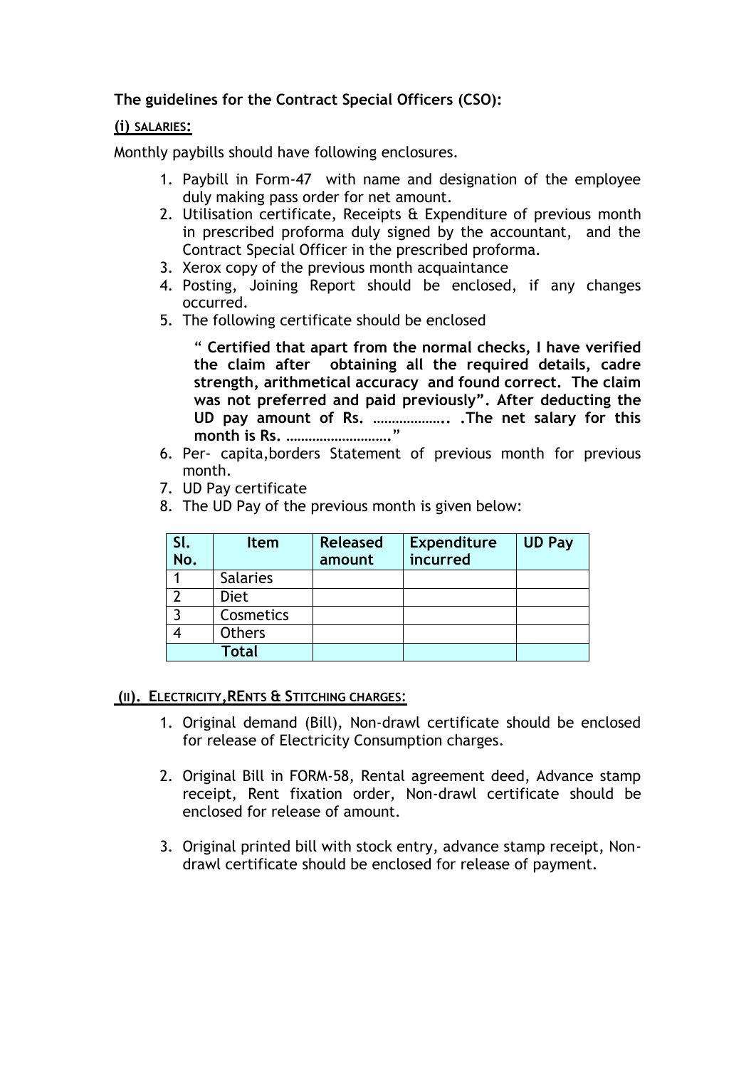**The guidelines for the Contract Special Officers (CSO):**

**(i) SALARIES:**

Monthly paybills should have following enclosures.

1. Paybill in Form-47 with name and designation of the employee duly making pass order for net amount.
2. Utilisation certificate, Receipts & Expenditure of previous month in prescribed proforma duly signed by the accountant, and the Contract Special Officer in the prescribed proforma.
3. Xerox copy of the previous month acquaintance
4. Posting, Joining Report should be enclosed, if any changes occurred.
5. The following certificate should be enclosed

   " **Certified that apart from the normal checks, I have verified the claim after obtaining all the required details, cadre strength, arithmetical accuracy and found correct. The claim was not preferred and paid previously". After deducting the UD pay amount of Rs. ……………….. .The net salary for this month is Rs. ………………………."**
6. Per- capita,borders Statement of previous month for previous month.
7. UD Pay certificate
8. The UD Pay of the previous month is given below:

| Sl. No. | Item | Released amount | Expenditure incurred | UD Pay |
|---|---|---|---|---|
| 1 | Salaries | | | |
| 2 | Diet | | | |
| 3 | Cosmetics | | | |
| 4 | Others | | | |
| | **Total** | | | |

**(II). ELECTRICITY,RENTS & STITCHING CHARGES:**

1. Original demand (Bill), Non-drawl certificate should be enclosed for release of Electricity Consumption charges.

2. Original Bill in FORM-58, Rental agreement deed, Advance stamp receipt, Rent fixation order, Non-drawl certificate should be enclosed for release of amount.

3. Original printed bill with stock entry, advance stamp receipt, Non-drawl certificate should be enclosed for release of payment.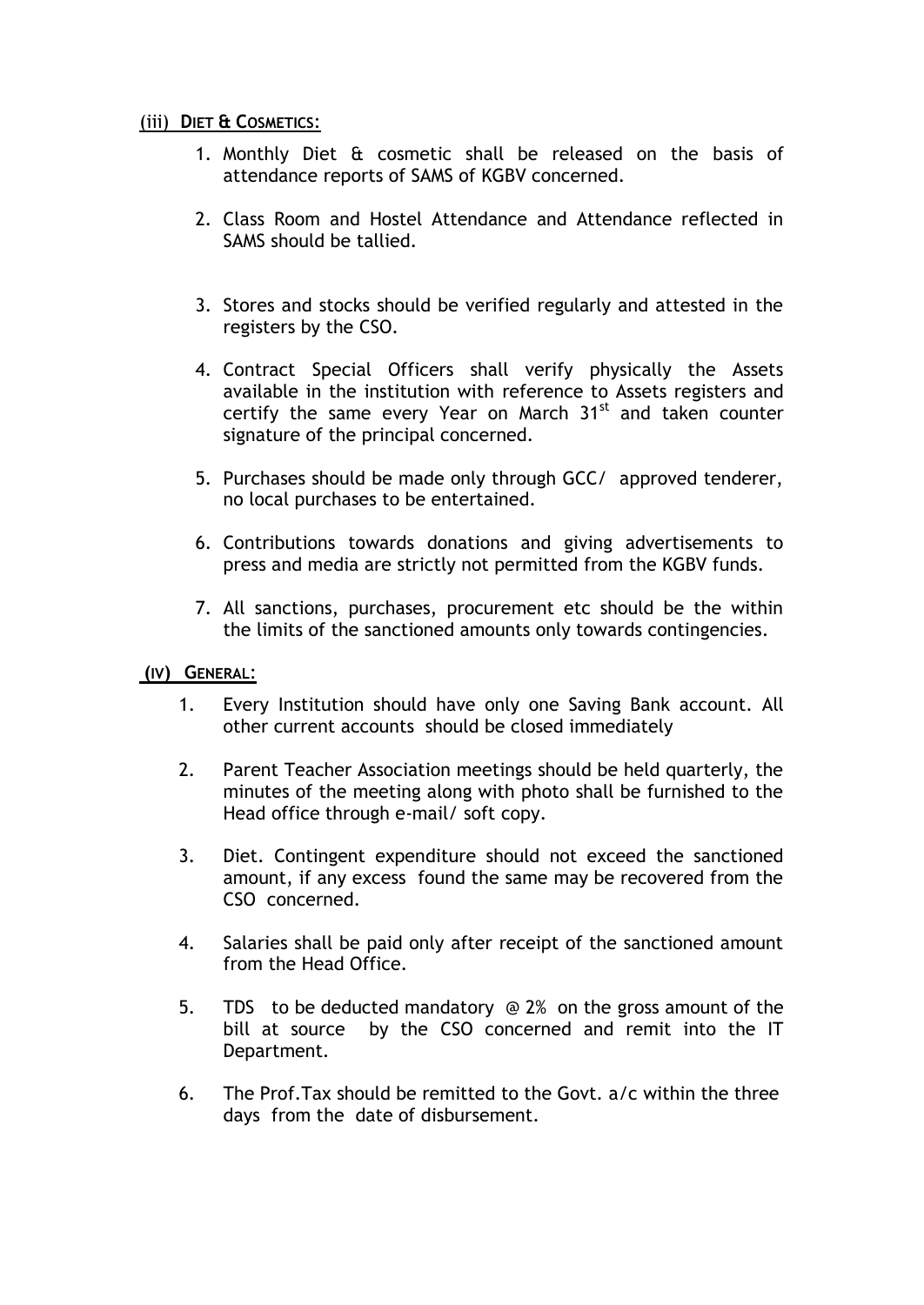### (iii) DIET & COSMETICS:

1. Monthly Diet & cosmetic shall be released on the basis of attendance reports of SAMS of KGBV concerned.

2. Class Room and Hostel Attendance and Attendance reflected in SAMS should be tallied.

3. Stores and stocks should be verified regularly and attested in the registers by the CSO.

4. Contract Special Officers shall verify physically the Assets available in the institution with reference to Assets registers and certify the same every Year on March 31st and taken counter signature of the principal concerned.

5. Purchases should be made only through GCC/ approved tenderer, no local purchases to be entertained.

6. Contributions towards donations and giving advertisements to press and media are strictly not permitted from the KGBV funds.

7. All sanctions, purchases, procurement etc should be the within the limits of the sanctioned amounts only towards contingencies.

### (IV) GENERAL:

1. Every Institution should have only one Saving Bank account. All other current accounts should be closed immediately

2. Parent Teacher Association meetings should be held quarterly, the minutes of the meeting along with photo shall be furnished to the Head office through e-mail/ soft copy.

3. Diet. Contingent expenditure should not exceed the sanctioned amount, if any excess found the same may be recovered from the CSO concerned.

4. Salaries shall be paid only after receipt of the sanctioned amount from the Head Office.

5. TDS to be deducted mandatory @ 2% on the gross amount of the bill at source by the CSO concerned and remit into the IT Department.

6. The Prof.Tax should be remitted to the Govt. a/c within the three days from the date of disbursement.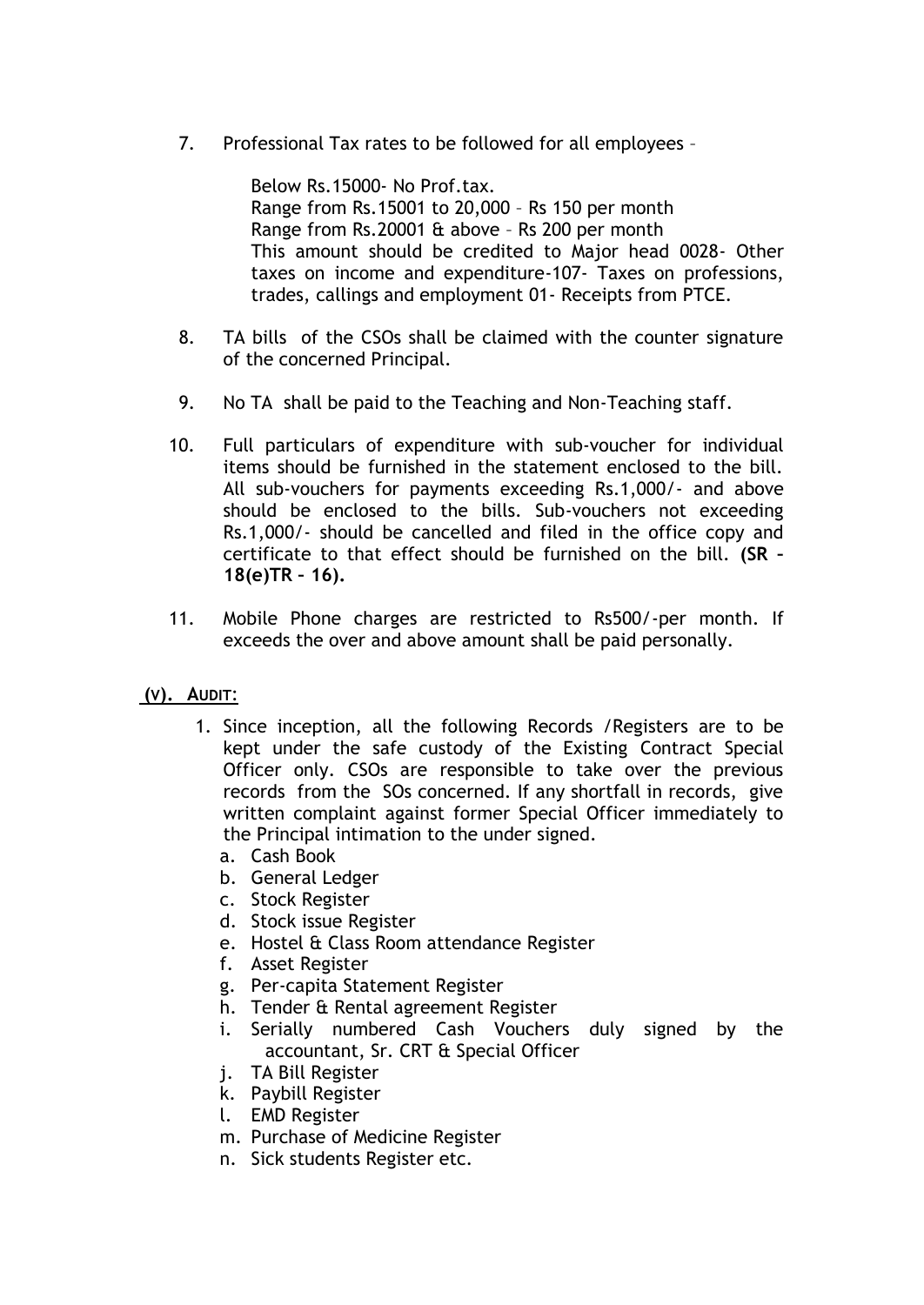7. Professional Tax rates to be followed for all employees –

   Below Rs.15000- No Prof.tax.
   Range from Rs.15001 to 20,000 – Rs 150 per month
   Range from Rs.20001 & above – Rs 200 per month
   This amount should be credited to Major head 0028- Other taxes on income and expenditure-107- Taxes on professions, trades, callings and employment 01- Receipts from PTCE.

8. TA bills of the CSOs shall be claimed with the counter signature of the concerned Principal.

9. No TA shall be paid to the Teaching and Non-Teaching staff.

10. Full particulars of expenditure with sub-voucher for individual items should be furnished in the statement enclosed to the bill. All sub-vouchers for payments exceeding Rs.1,000/- and above should be enclosed to the bills. Sub-vouchers not exceeding Rs.1,000/- should be cancelled and filed in the office copy and certificate to that effect should be furnished on the bill. **(SR – 18(e)TR – 16).**

11. Mobile Phone charges are restricted to Rs500/-per month. If exceeds the over and above amount shall be paid personally.

**(V). AUDIT:**

1. Since inception, all the following Records /Registers are to be kept under the safe custody of the Existing Contract Special Officer only. CSOs are responsible to take over the previous records from the SOs concerned. If any shortfall in records, give written complaint against former Special Officer immediately to the Principal intimation to the under signed.
   a. Cash Book
   b. General Ledger
   c. Stock Register
   d. Stock issue Register
   e. Hostel & Class Room attendance Register
   f. Asset Register
   g. Per-capita Statement Register
   h. Tender & Rental agreement Register
   i. Serially numbered Cash Vouchers duly signed by the accountant, Sr. CRT & Special Officer
   j. TA Bill Register
   k. Paybill Register
   l. EMD Register
   m. Purchase of Medicine Register
   n. Sick students Register etc.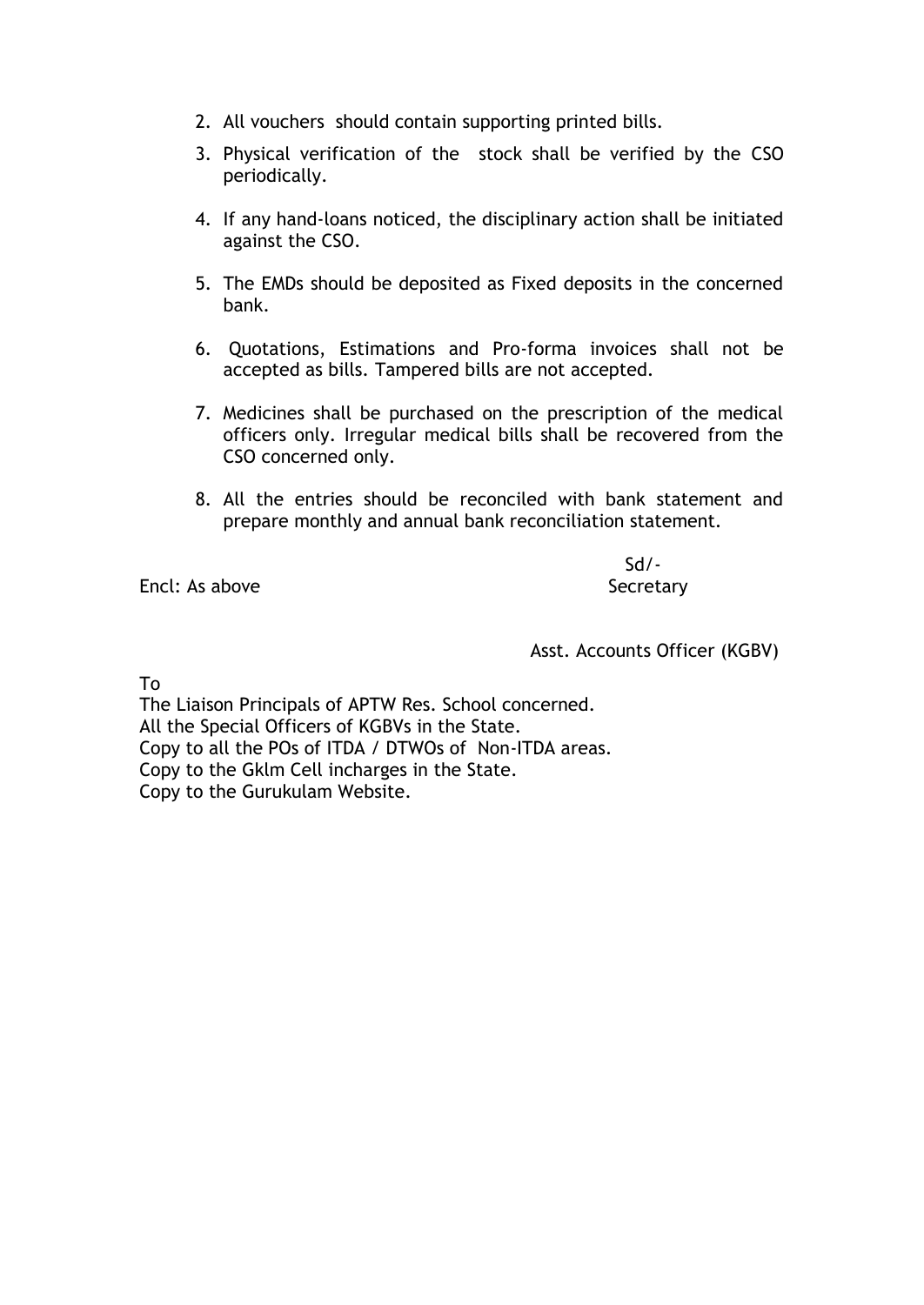2. All vouchers should contain supporting printed bills.
3. Physical verification of the stock shall be verified by the CSO periodically.
4. If any hand-loans noticed, the disciplinary action shall be initiated against the CSO.
5. The EMDs should be deposited as Fixed deposits in the concerned bank.
6. Quotations, Estimations and Pro-forma invoices shall not be accepted as bills. Tampered bills are not accepted.
7. Medicines shall be purchased on the prescription of the medical officers only. Irregular medical bills shall be recovered from the CSO concerned only.
8. All the entries should be reconciled with bank statement and prepare monthly and annual bank reconciliation statement.

Sd/-

Encl: As above

Secretary

Asst. Accounts Officer (KGBV)

To

The Liaison Principals of APTW Res. School concerned.

All the Special Officers of KGBVs in the State.

Copy to all the POs of ITDA / DTWOs of Non-ITDA areas.

Copy to the Gklm Cell incharges in the State.

Copy to the Gurukulam Website.